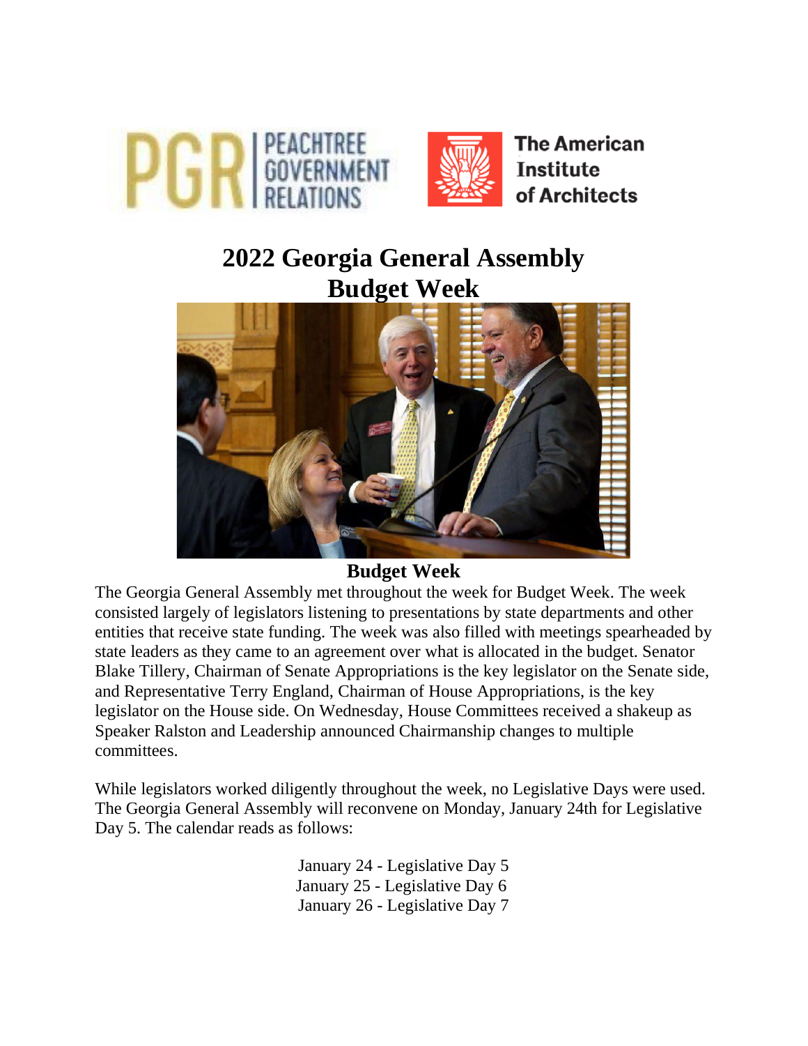# 2022 Georgia General Assembly Budget Week

## Budget Week

The Georgia General Assembly met throughout the week for Budget Week. The week consisted largely of legislators listening to presentations by state departments and other entities that receive state funding. The week was also filled with meetings spearheaded by state leaders as they came to an agreement over what is allocated in the budget. Senator Blake Tillery, Chairman of Senate Appropriations is the key legislator on the Senate side, and Representative Terry England, Chairman of House Appropriations, is the key legislator on the House side. On Wednesday, House Committees received a shakeup as Speaker Ralston and Leadership announced Chairmanship changes to multiple committees.

While legislators worked diligently throughout the week, no Legislative Days were used. The Georgia General Assembly will reconvene on Monday, January 24th for Legislative Day 5. The calendar reads as follows:

January 24 - Legislative Day 5
January 25 - Legislative Day 6
January 26 - Legislative Day 7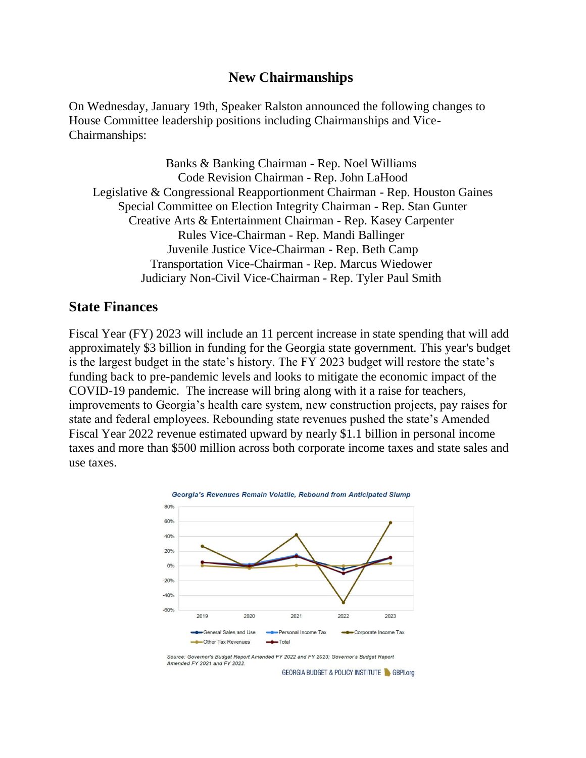## New Chairmanships

On Wednesday, January 19th, Speaker Ralston announced the following changes to House Committee leadership positions including Chairmanships and Vice-Chairmanships:

Banks & Banking Chairman - Rep. Noel Williams
Code Revision Chairman - Rep. John LaHood
Legislative & Congressional Reapportionment Chairman - Rep. Houston Gaines
Special Committee on Election Integrity Chairman - Rep. Stan Gunter
Creative Arts & Entertainment Chairman - Rep. Kasey Carpenter
Rules Vice-Chairman - Rep. Mandi Ballinger
Juvenile Justice Vice-Chairman - Rep. Beth Camp
Transportation Vice-Chairman - Rep. Marcus Wiedower
Judiciary Non-Civil Vice-Chairman - Rep. Tyler Paul Smith

## State Finances

Fiscal Year (FY) 2023 will include an 11 percent increase in state spending that will add approximately $3 billion in funding for the Georgia state government. This year's budget is the largest budget in the state's history. The FY 2023 budget will restore the state's funding back to pre-pandemic levels and looks to mitigate the economic impact of the COVID-19 pandemic. The increase will bring along with it a raise for teachers, improvements to Georgia's health care system, new construction projects, pay raises for state and federal employees. Rebounding state revenues pushed the state's Amended Fiscal Year 2022 revenue estimated upward by nearly $1.1 billion in personal income taxes and more than $500 million across both corporate income taxes and state sales and use taxes.

*Georgia's Revenues Remain Volatile, Rebound from Anticipated Slump*

*Source: Governor's Budget Report Amended FY 2022 and FY 2023; Governor's Budget Report Amended FY 2021 and FY 2022.*

GEORGIA BUDGET & POLICY INSTITUTE GBPI.org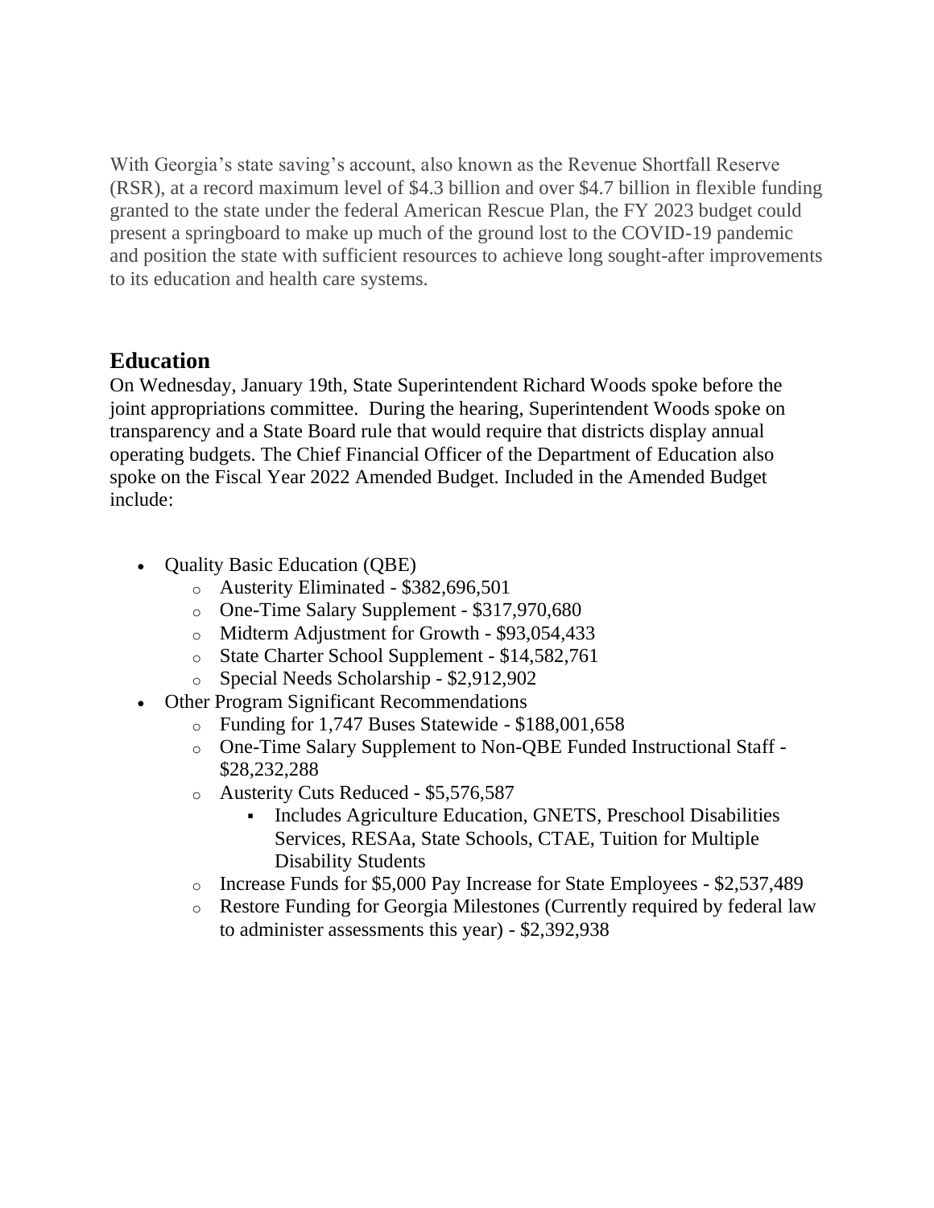With Georgia's state saving's account, also known as the Revenue Shortfall Reserve (RSR), at a record maximum level of $4.3 billion and over $4.7 billion in flexible funding granted to the state under the federal American Rescue Plan, the FY 2023 budget could present a springboard to make up much of the ground lost to the COVID-19 pandemic and position the state with sufficient resources to achieve long sought-after improvements to its education and health care systems.

## Education

On Wednesday, January 19th, State Superintendent Richard Woods spoke before the joint appropriations committee. During the hearing, Superintendent Woods spoke on transparency and a State Board rule that would require that districts display annual operating budgets. The Chief Financial Officer of the Department of Education also spoke on the Fiscal Year 2022 Amended Budget. Included in the Amended Budget include:

- Quality Basic Education (QBE)
  - Austerity Eliminated - $382,696,501
  - One-Time Salary Supplement - $317,970,680
  - Midterm Adjustment for Growth - $93,054,433
  - State Charter School Supplement - $14,582,761
  - Special Needs Scholarship - $2,912,902
- Other Program Significant Recommendations
  - Funding for 1,747 Buses Statewide - $188,001,658
  - One-Time Salary Supplement to Non-QBE Funded Instructional Staff - $28,232,288
  - Austerity Cuts Reduced - $5,576,587
    - Includes Agriculture Education, GNETS, Preschool Disabilities Services, RESAa, State Schools, CTAE, Tuition for Multiple Disability Students
  - Increase Funds for $5,000 Pay Increase for State Employees - $2,537,489
  - Restore Funding for Georgia Milestones (Currently required by federal law to administer assessments this year) - $2,392,938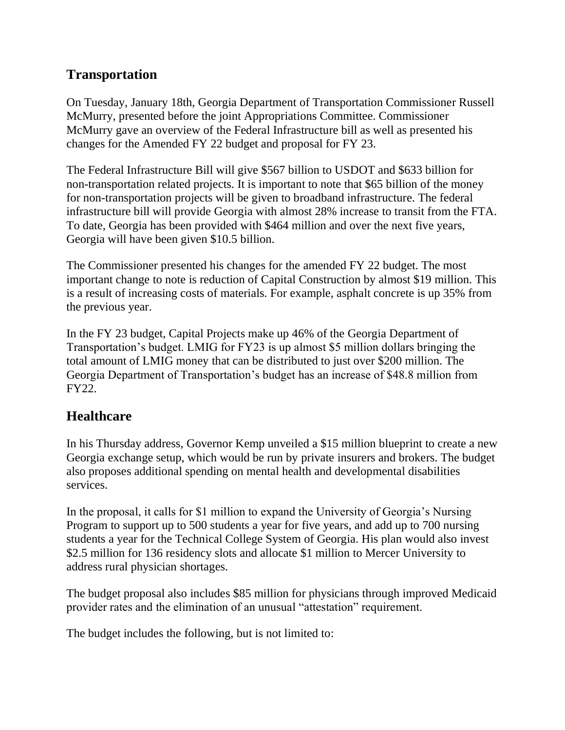## Transportation

On Tuesday, January 18th, Georgia Department of Transportation Commissioner Russell McMurry, presented before the joint Appropriations Committee. Commissioner McMurry gave an overview of the Federal Infrastructure bill as well as presented his changes for the Amended FY 22 budget and proposal for FY 23.

The Federal Infrastructure Bill will give $567 billion to USDOT and $633 billion for non-transportation related projects. It is important to note that $65 billion of the money for non-transportation projects will be given to broadband infrastructure. The federal infrastructure bill will provide Georgia with almost 28% increase to transit from the FTA. To date, Georgia has been provided with $464 million and over the next five years, Georgia will have been given $10.5 billion.

The Commissioner presented his changes for the amended FY 22 budget. The most important change to note is reduction of Capital Construction by almost $19 million. This is a result of increasing costs of materials. For example, asphalt concrete is up 35% from the previous year.

In the FY 23 budget, Capital Projects make up 46% of the Georgia Department of Transportation's budget. LMIG for FY23 is up almost $5 million dollars bringing the total amount of LMIG money that can be distributed to just over $200 million. The Georgia Department of Transportation's budget has an increase of $48.8 million from FY22.

## Healthcare

In his Thursday address, Governor Kemp unveiled a $15 million blueprint to create a new Georgia exchange setup, which would be run by private insurers and brokers. The budget also proposes additional spending on mental health and developmental disabilities services.

In the proposal, it calls for $1 million to expand the University of Georgia's Nursing Program to support up to 500 students a year for five years, and add up to 700 nursing students a year for the Technical College System of Georgia. His plan would also invest $2.5 million for 136 residency slots and allocate $1 million to Mercer University to address rural physician shortages.

The budget proposal also includes $85 million for physicians through improved Medicaid provider rates and the elimination of an unusual "attestation" requirement.

The budget includes the following, but is not limited to: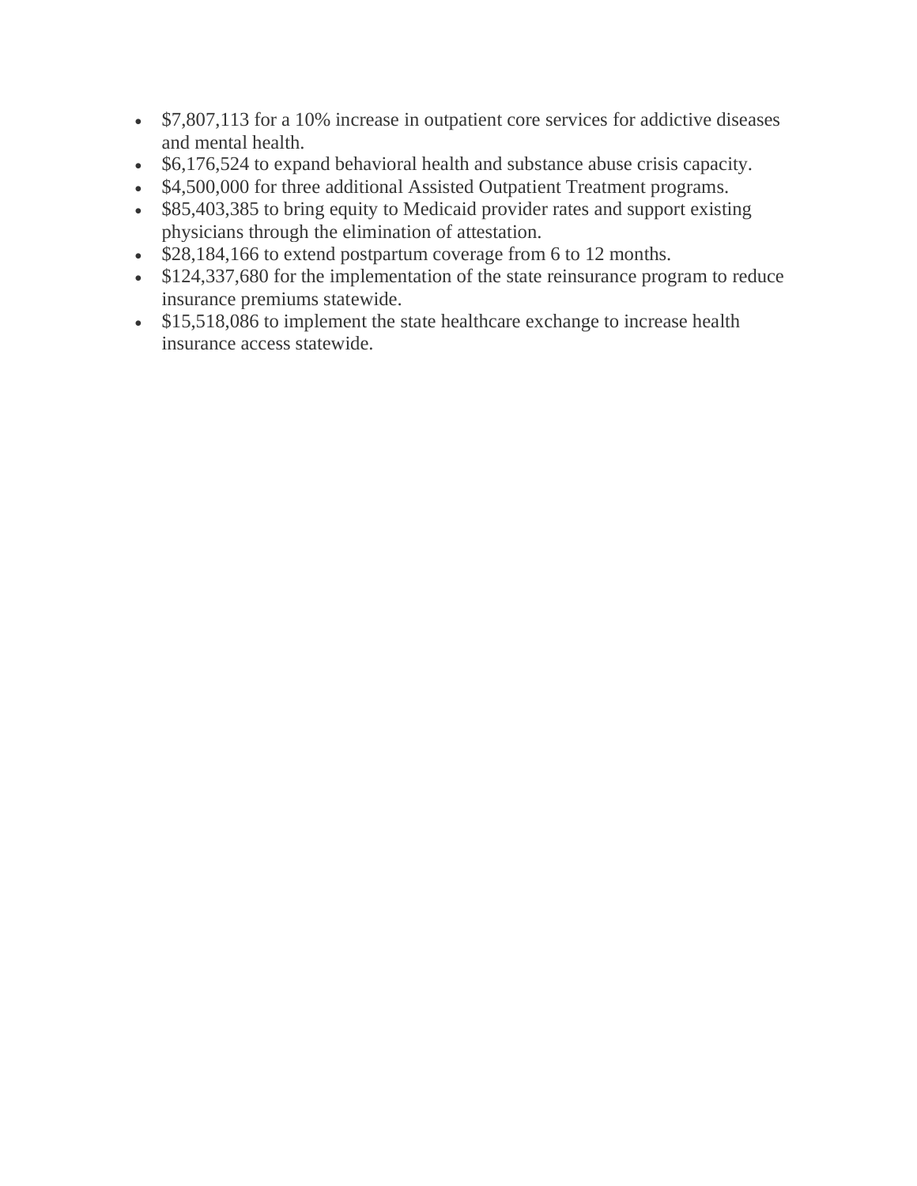- $7,807,113 for a 10% increase in outpatient core services for addictive diseases and mental health.
- $6,176,524 to expand behavioral health and substance abuse crisis capacity.
- $4,500,000 for three additional Assisted Outpatient Treatment programs.
- $85,403,385 to bring equity to Medicaid provider rates and support existing physicians through the elimination of attestation.
- $28,184,166 to extend postpartum coverage from 6 to 12 months.
- $124,337,680 for the implementation of the state reinsurance program to reduce insurance premiums statewide.
- $15,518,086 to implement the state healthcare exchange to increase health insurance access statewide.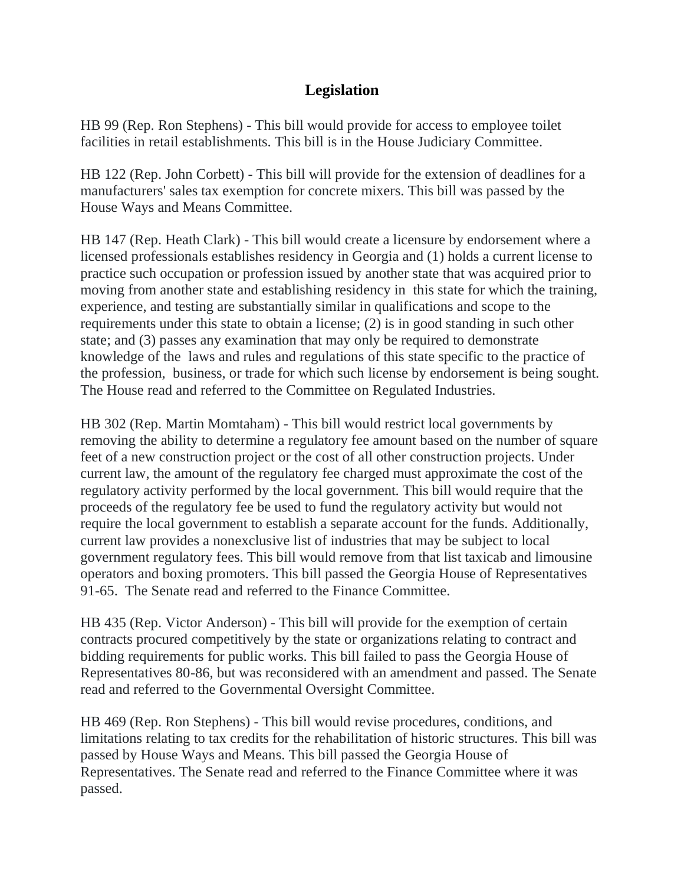# Legislation

HB 99 (Rep. Ron Stephens) - This bill would provide for access to employee toilet facilities in retail establishments. This bill is in the House Judiciary Committee.

HB 122 (Rep. John Corbett) - This bill will provide for the extension of deadlines for a manufacturers' sales tax exemption for concrete mixers. This bill was passed by the House Ways and Means Committee.

HB 147 (Rep. Heath Clark) - This bill would create a licensure by endorsement where a licensed professionals establishes residency in Georgia and (1) holds a current license to practice such occupation or profession issued by another state that was acquired prior to moving from another state and establishing residency in this state for which the training, experience, and testing are substantially similar in qualifications and scope to the requirements under this state to obtain a license; (2) is in good standing in such other state; and (3) passes any examination that may only be required to demonstrate knowledge of the laws and rules and regulations of this state specific to the practice of the profession, business, or trade for which such license by endorsement is being sought. The House read and referred to the Committee on Regulated Industries.

HB 302 (Rep. Martin Momtaham) - This bill would restrict local governments by removing the ability to determine a regulatory fee amount based on the number of square feet of a new construction project or the cost of all other construction projects. Under current law, the amount of the regulatory fee charged must approximate the cost of the regulatory activity performed by the local government. This bill would require that the proceeds of the regulatory fee be used to fund the regulatory activity but would not require the local government to establish a separate account for the funds. Additionally, current law provides a nonexclusive list of industries that may be subject to local government regulatory fees. This bill would remove from that list taxicab and limousine operators and boxing promoters. This bill passed the Georgia House of Representatives 91-65. The Senate read and referred to the Finance Committee.

HB 435 (Rep. Victor Anderson) - This bill will provide for the exemption of certain contracts procured competitively by the state or organizations relating to contract and bidding requirements for public works. This bill failed to pass the Georgia House of Representatives 80-86, but was reconsidered with an amendment and passed. The Senate read and referred to the Governmental Oversight Committee.

HB 469 (Rep. Ron Stephens) - This bill would revise procedures, conditions, and limitations relating to tax credits for the rehabilitation of historic structures. This bill was passed by House Ways and Means. This bill passed the Georgia House of Representatives. The Senate read and referred to the Finance Committee where it was passed.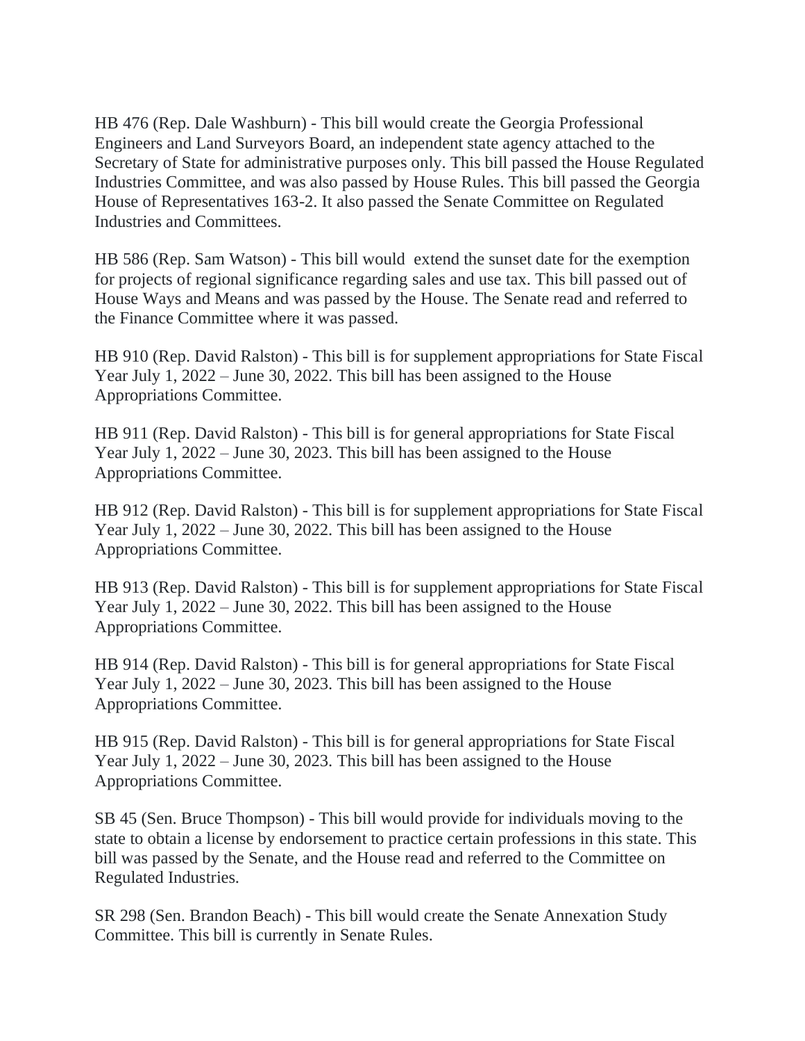HB 476 (Rep. Dale Washburn) - This bill would create the Georgia Professional Engineers and Land Surveyors Board, an independent state agency attached to the Secretary of State for administrative purposes only. This bill passed the House Regulated Industries Committee, and was also passed by House Rules. This bill passed the Georgia House of Representatives 163-2. It also passed the Senate Committee on Regulated Industries and Committees.

HB 586 (Rep. Sam Watson) - This bill would extend the sunset date for the exemption for projects of regional significance regarding sales and use tax. This bill passed out of House Ways and Means and was passed by the House. The Senate read and referred to the Finance Committee where it was passed.

HB 910 (Rep. David Ralston) - This bill is for supplement appropriations for State Fiscal Year July 1, 2022 – June 30, 2022. This bill has been assigned to the House Appropriations Committee.

HB 911 (Rep. David Ralston) - This bill is for general appropriations for State Fiscal Year July 1, 2022 – June 30, 2023. This bill has been assigned to the House Appropriations Committee.

HB 912 (Rep. David Ralston) - This bill is for supplement appropriations for State Fiscal Year July 1, 2022 – June 30, 2022. This bill has been assigned to the House Appropriations Committee.

HB 913 (Rep. David Ralston) - This bill is for supplement appropriations for State Fiscal Year July 1, 2022 – June 30, 2022. This bill has been assigned to the House Appropriations Committee.

HB 914 (Rep. David Ralston) - This bill is for general appropriations for State Fiscal Year July 1, 2022 – June 30, 2023. This bill has been assigned to the House Appropriations Committee.

HB 915 (Rep. David Ralston) - This bill is for general appropriations for State Fiscal Year July 1, 2022 – June 30, 2023. This bill has been assigned to the House Appropriations Committee.

SB 45 (Sen. Bruce Thompson) - This bill would provide for individuals moving to the state to obtain a license by endorsement to practice certain professions in this state. This bill was passed by the Senate, and the House read and referred to the Committee on Regulated Industries.

SR 298 (Sen. Brandon Beach) - This bill would create the Senate Annexation Study Committee. This bill is currently in Senate Rules.